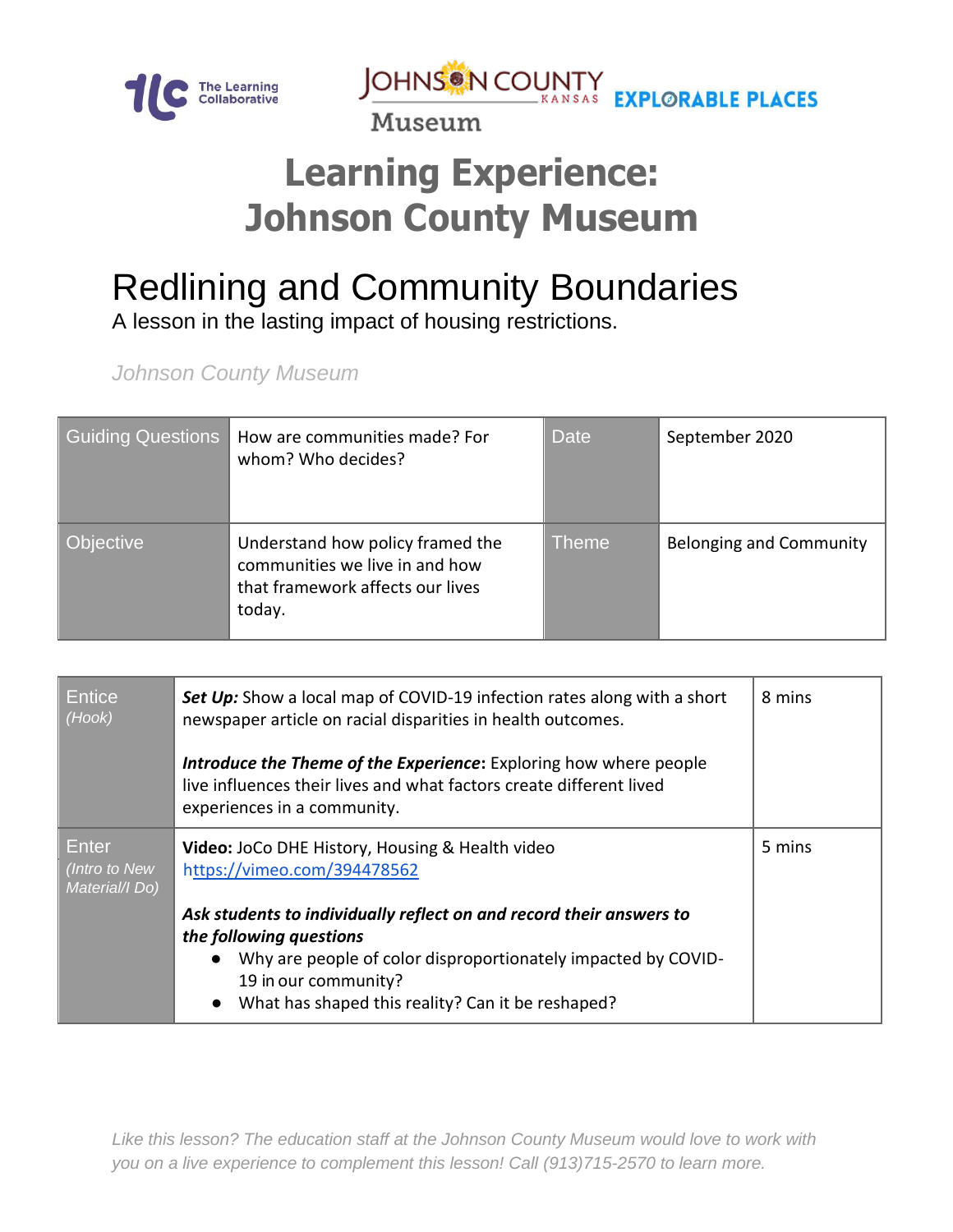The Learning Collaborative

JOHNSON COUNTY KANSAS Museum

EXPLORABLE PLACES

# Learning Experience: Johnson County Museum

## Redlining and Community Boundaries

A lesson in the lasting impact of housing restrictions.

*Johnson County Museum*

| Guiding Questions | How are communities made? For whom? Who decides? | Date | September 2020 |
|---|---|---|---|
| Objective | Understand how policy framed the communities we live in and how that framework affects our lives today. | Theme | Belonging and Community |

| | | |
|---|---|---|
| Entice *(Hook)* | ***Set Up:*** Show a local map of COVID-19 infection rates along with a short newspaper article on racial disparities in health outcomes.<br><br>***Introduce the Theme of the Experience*:** Exploring how where people live influences their lives and what factors create different lived experiences in a community. | 8 mins |
| Enter *(Intro to New Material/I Do)* | **Video:** JoCo DHE History, Housing & Health video https://vimeo.com/394478562<br><br>***Ask students to individually reflect on and record their answers to the following questions***<br>● Why are people of color disproportionately impacted by COVID-19 in our community?<br>● What has shaped this reality? Can it be reshaped? | 5 mins |

*Like this lesson? The education staff at the Johnson County Museum would love to work with you on a live experience to complement this lesson! Call (913)715-2570 to learn more.*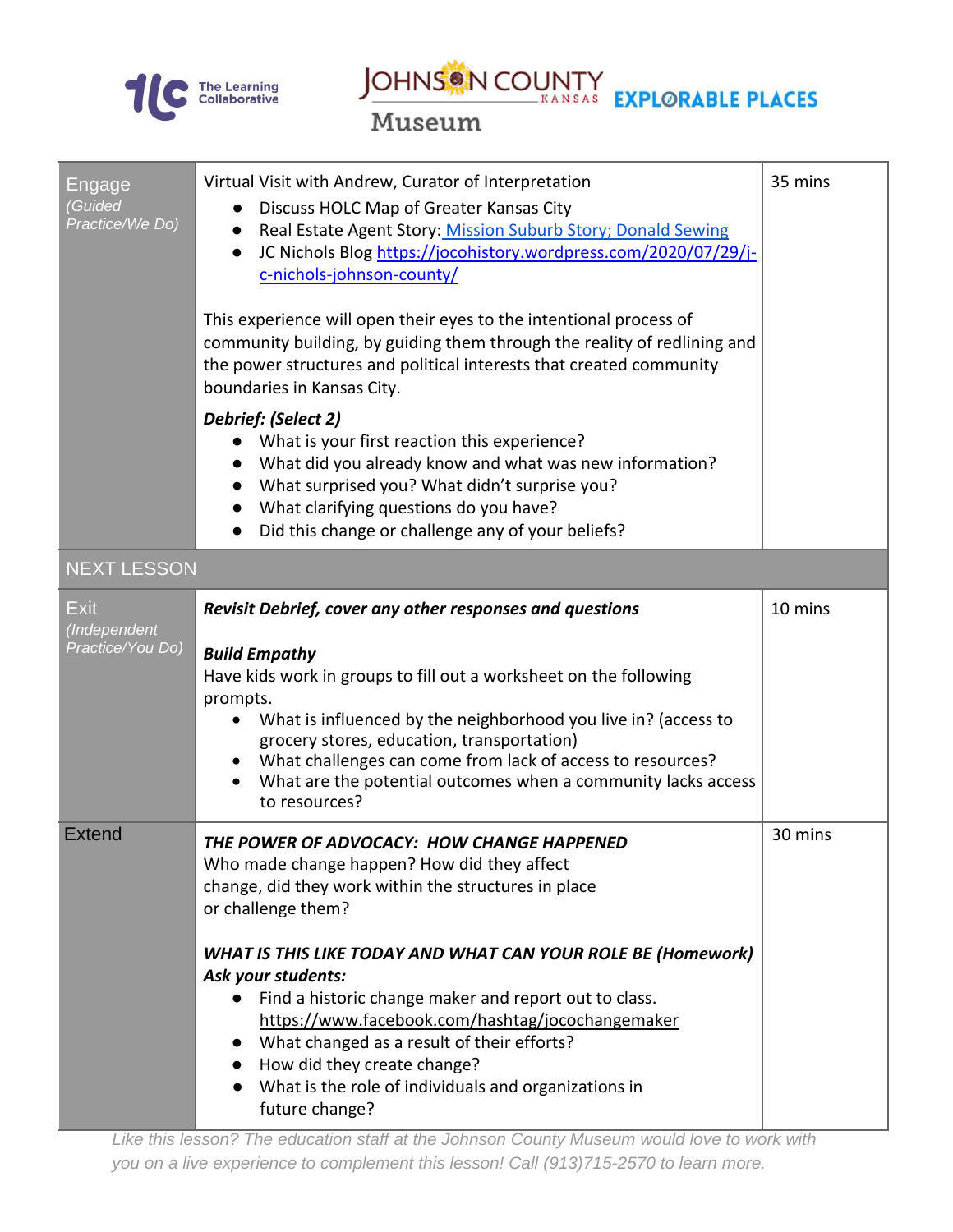| Engage *(Guided Practice/We Do)* | Virtual Visit with Andrew, Curator of Interpretation<br>● Discuss HOLC Map of Greater Kansas City<br>● Real Estate Agent Story: Mission Suburb Story; Donald Sewing<br>● JC Nichols Blog https://jocohistory.wordpress.com/2020/07/29/j-c-nichols-johnson-county/<br><br>This experience will open their eyes to the intentional process of community building, by guiding them through the reality of redlining and the power structures and political interests that created community boundaries in Kansas City.<br><br>***Debrief: (Select 2)***<br>● What is your first reaction this experience?<br>● What did you already know and what was new information?<br>● What surprised you? What didn't surprise you?<br>● What clarifying questions do you have?<br>● Did this change or challenge any of your beliefs? | 35 mins |
|---|---|---|
| NEXT LESSON | | |
| Exit *(Independent Practice/You Do)* | ***Revisit Debrief, cover any other responses and questions***<br><br>***Build Empathy***<br>Have kids work in groups to fill out a worksheet on the following prompts.<br>● What is influenced by the neighborhood you live in? (access to grocery stores, education, transportation)<br>● What challenges can come from lack of access to resources?<br>● What are the potential outcomes when a community lacks access to resources? | 10 mins |
| Extend | ***THE POWER OF ADVOCACY: HOW CHANGE HAPPENED***<br>Who made change happen? How did they affect change, did they work within the structures in place or challenge them?<br><br>***WHAT IS THIS LIKE TODAY AND WHAT CAN YOUR ROLE BE (Homework)***<br>***Ask your students:***<br>● Find a historic change maker and report out to class. https://www.facebook.com/hashtag/jocochangemaker<br>● What changed as a result of their efforts?<br>● How did they create change?<br>● What is the role of individuals and organizations in future change? | 30 mins |

*Like this lesson? The education staff at the Johnson County Museum would love to work with you on a live experience to complement this lesson! Call (913)715-2570 to learn more.*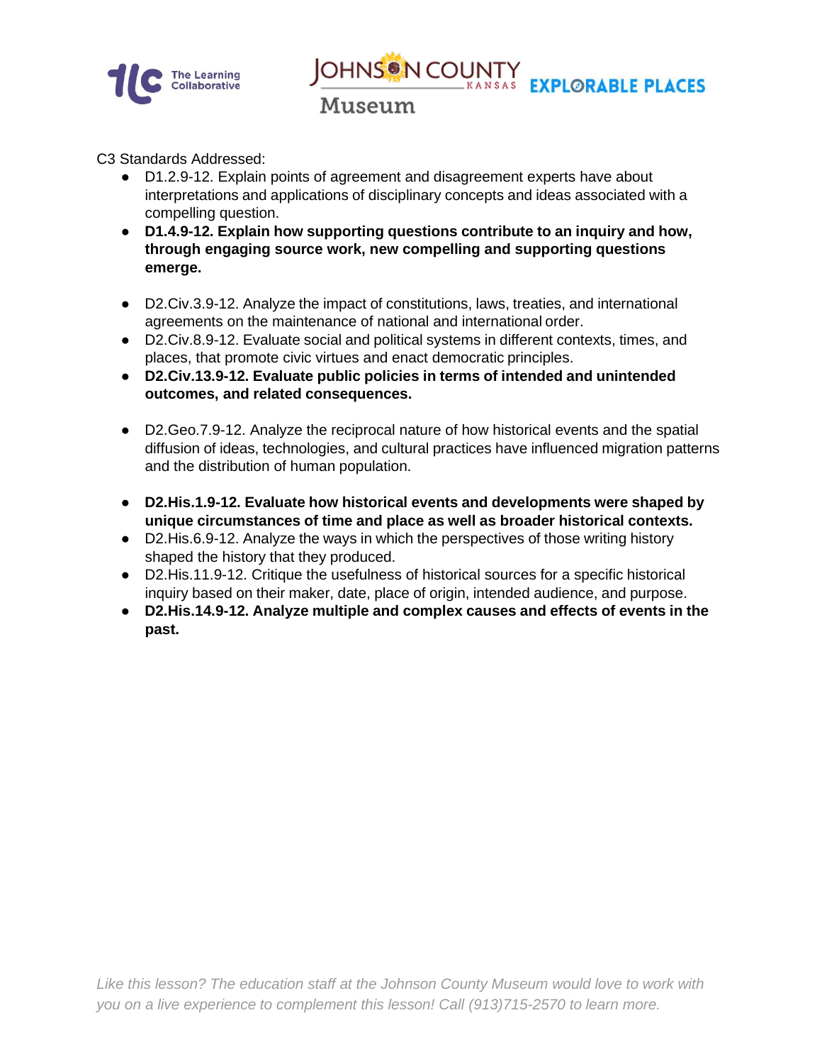C3 Standards Addressed:

- D1.2.9-12. Explain points of agreement and disagreement experts have about interpretations and applications of disciplinary concepts and ideas associated with a compelling question.
- **D1.4.9-12. Explain how supporting questions contribute to an inquiry and how, through engaging source work, new compelling and supporting questions emerge.**

- D2.Civ.3.9-12. Analyze the impact of constitutions, laws, treaties, and international agreements on the maintenance of national and international order.
- D2.Civ.8.9-12. Evaluate social and political systems in different contexts, times, and places, that promote civic virtues and enact democratic principles.
- **D2.Civ.13.9-12. Evaluate public policies in terms of intended and unintended outcomes, and related consequences.**

- D2.Geo.7.9-12. Analyze the reciprocal nature of how historical events and the spatial diffusion of ideas, technologies, and cultural practices have influenced migration patterns and the distribution of human population.

- **D2.His.1.9-12. Evaluate how historical events and developments were shaped by unique circumstances of time and place as well as broader historical contexts.**
- D2.His.6.9-12. Analyze the ways in which the perspectives of those writing history shaped the history that they produced.
- D2.His.11.9-12. Critique the usefulness of historical sources for a specific historical inquiry based on their maker, date, place of origin, intended audience, and purpose.
- **D2.His.14.9-12. Analyze multiple and complex causes and effects of events in the past.**

*Like this lesson? The education staff at the Johnson County Museum would love to work with you on a live experience to complement this lesson! Call (913)715-2570 to learn more.*